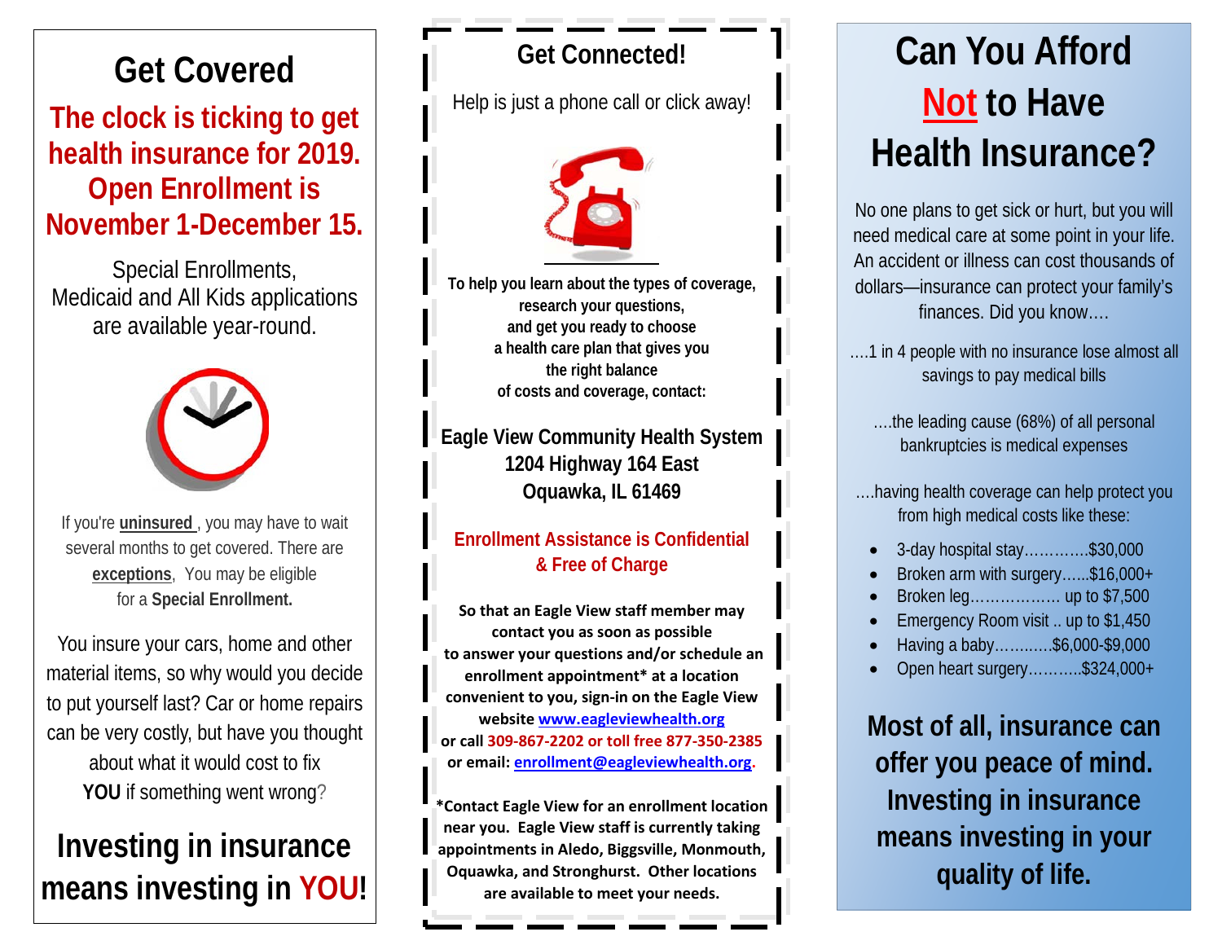# Get Covered

**The clock is ticking to get health insurance for 2019. Open Enrollment is November 1-December 15.**

Special Enrollments, Medicaid and All Kids applications are available year-round.

If you're **uninsured**, you may have to wait several months to get covered. There are **exceptions**, You may be eligible for a **Special Enrollment.**

You insure your cars, home and other material items, so why would you decide to put yourself last? Car or home repairs can be very costly, but have you thought about what it would cost to fix **YOU** if something went wrong?

## Investing in insurance means investing in YOU!

# Get Connected!

Help is just a phone call or click away!

**To help you learn about the types of coverage, research your questions, and get you ready to choose a health care plan that gives you the right balance of costs and coverage, contact:**

**Eagle View Community Health System**
**1204 Highway 164 East**
**Oquawka, IL 61469**

**Enrollment Assistance is Confidential & Free of Charge**

**So that an Eagle View staff member may contact you as soon as possible to answer your questions and/or schedule an enrollment appointment* at a location convenient to you, sign-in on the Eagle View website www.eagleviewhealth.org or call 309-867-2202 or toll free 877-350-2385 or email: enrollment@eagleviewhealth.org.**

***Contact Eagle View for an enrollment location near you. Eagle View staff is currently taking appointments in Aledo, Biggsville, Monmouth, Oquawka, and Stronghurst. Other locations are available to meet your needs.**

# Can You Afford Not to Have Health Insurance?

No one plans to get sick or hurt, but you will need medical care at some point in your life. An accident or illness can cost thousands of dollars—insurance can protect your family's finances. Did you know….

….1 in 4 people with no insurance lose almost all savings to pay medical bills

….the leading cause (68%) of all personal bankruptcies is medical expenses

….having health coverage can help protect you from high medical costs like these:

- 3-day hospital stay………….$30,000
- Broken arm with surgery……$16,000+
- Broken leg……………… up to $7,500
- Emergency Room visit .. up to $1,450
- Having a baby………..$6,000-$9,000
- Open heart surgery………..$324,000+

**Most of all, insurance can offer you peace of mind. Investing in insurance means investing in your quality of life.**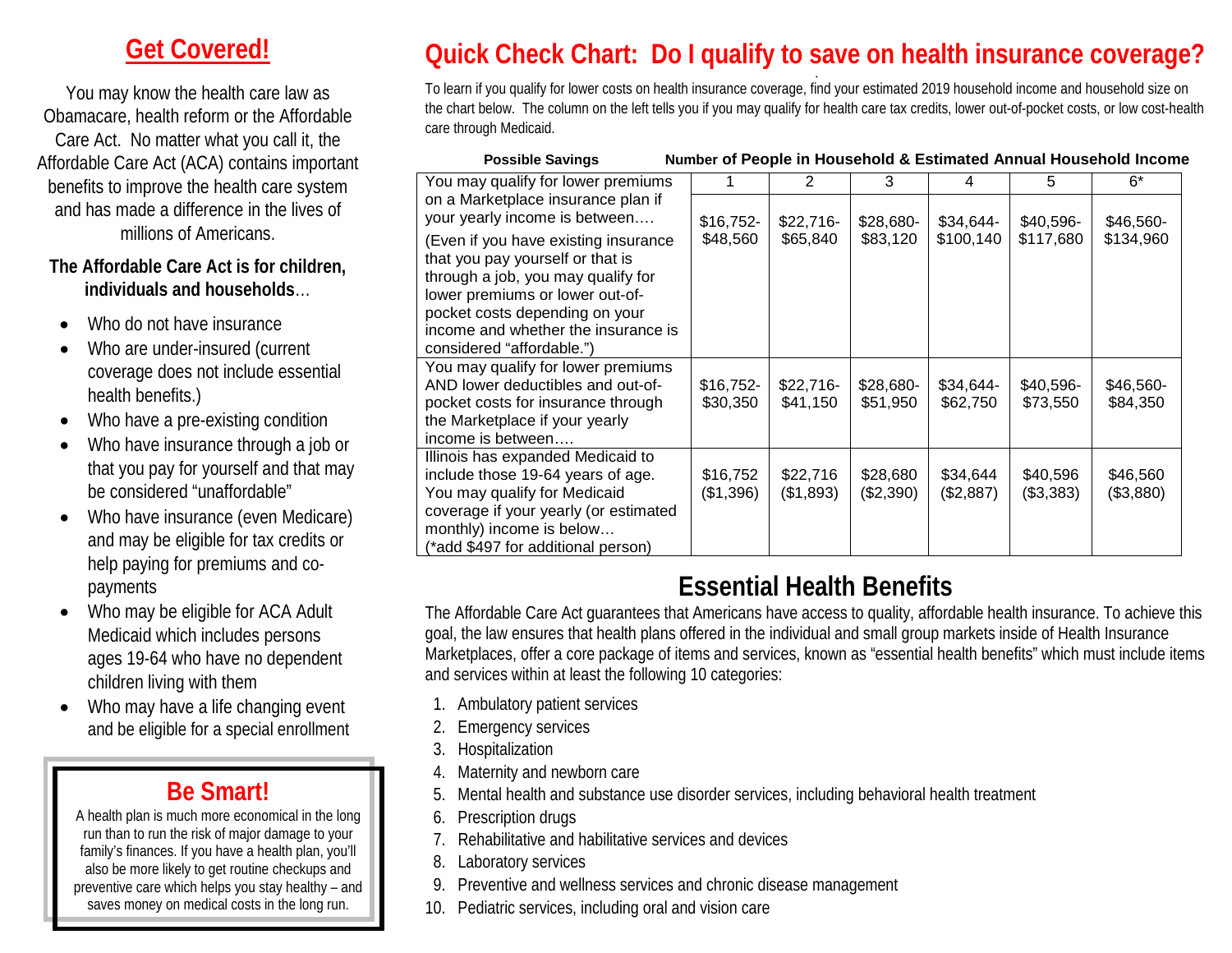## Get Covered!

You may know the health care law as Obamacare, health reform or the Affordable Care Act. No matter what you call it, the Affordable Care Act (ACA) contains important benefits to improve the health care system and has made a difference in the lives of millions of Americans.

**The Affordable Care Act is for children, individuals and households…**

- Who do not have insurance
- Who are under-insured (current coverage does not include essential health benefits.)
- Who have a pre-existing condition
- Who have insurance through a job or that you pay for yourself and that may be considered "unaffordable"
- Who have insurance (even Medicare) and may be eligible for tax credits or help paying for premiums and co-payments
- Who may be eligible for ACA Adult Medicaid which includes persons ages 19-64 who have no dependent children living with them
- Who may have a life changing event and be eligible for a special enrollment

### Be Smart!

A health plan is much more economical in the long run than to run the risk of major damage to your family's finances. If you have a health plan, you'll also be more likely to get routine checkups and preventive care which helps you stay healthy – and saves money on medical costs in the long run.

## Quick Check Chart: Do I qualify to save on health insurance coverage?

To learn if you qualify for lower costs on health insurance coverage, find your estimated 2019 household income and household size on the chart below. The column on the left tells you if you may qualify for health care tax credits, lower out-of-pocket costs, or low cost-health care through Medicaid.

| Possible Savings | Number of People in Household & Estimated Annual Household Income | | | | | |
|---|---|---|---|---|---|---|
| | 1 | 2 | 3 | 4 | 5 | 6* |
| You may qualify for lower premiums on a Marketplace insurance plan if your yearly income is between…. (Even if you have existing insurance that you pay yourself or that is through a job, you may qualify for lower premiums or lower out-of-pocket costs depending on your income and whether the insurance is considered "affordable.") | $16,752-$48,560 | $22,716-$65,840 | $28,680-$83,120 | $34,644-$100,140 | $40,596-$117,680 | $46,560-$134,960 |
| You may qualify for lower premiums AND lower deductibles and out-of-pocket costs for insurance through the Marketplace if your yearly income is between…. | $16,752-$30,350 | $22,716-$41,150 | $28,680-$51,950 | $34,644-$62,750 | $40,596-$73,550 | $46,560-$84,350 |
| Illinois has expanded Medicaid to include those 19-64 years of age. You may qualify for Medicaid coverage if your yearly (or estimated monthly) income is below… (*add $497 for additional person) | $16,752 ($1,396) | $22,716 ($1,893) | $28,680 ($2,390) | $34,644 ($2,887) | $40,596 ($3,383) | $46,560 ($3,880) |

## Essential Health Benefits

The Affordable Care Act guarantees that Americans have access to quality, affordable health insurance. To achieve this goal, the law ensures that health plans offered in the individual and small group markets inside of Health Insurance Marketplaces, offer a core package of items and services, known as "essential health benefits" which must include items and services within at least the following 10 categories:

1. Ambulatory patient services
2. Emergency services
3. Hospitalization
4. Maternity and newborn care
5. Mental health and substance use disorder services, including behavioral health treatment
6. Prescription drugs
7. Rehabilitative and habilitative services and devices
8. Laboratory services
9. Preventive and wellness services and chronic disease management
10. Pediatric services, including oral and vision care